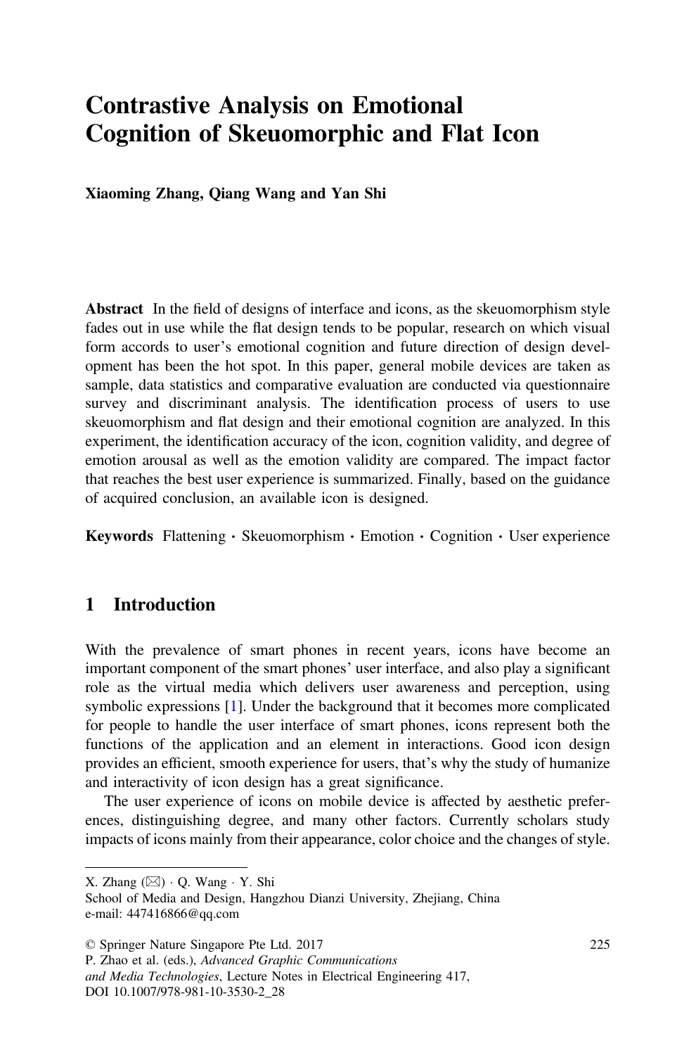# Contrastive Analysis on Emotional Cognition of Skeuomorphic and Flat Icon

**Xiaoming Zhang, Qiang Wang and Yan Shi**

**Abstract** In the field of designs of interface and icons, as the skeuomorphism style fades out in use while the flat design tends to be popular, research on which visual form accords to user's emotional cognition and future direction of design development has been the hot spot. In this paper, general mobile devices are taken as sample, data statistics and comparative evaluation are conducted via questionnaire survey and discriminant analysis. The identification process of users to use skeuomorphism and flat design and their emotional cognition are analyzed. In this experiment, the identification accuracy of the icon, cognition validity, and degree of emotion arousal as well as the emotion validity are compared. The impact factor that reaches the best user experience is summarized. Finally, based on the guidance of acquired conclusion, an available icon is designed.

**Keywords** Flattening · Skeuomorphism · Emotion · Cognition · User experience

## 1 Introduction

With the prevalence of smart phones in recent years, icons have become an important component of the smart phones' user interface, and also play a significant role as the virtual media which delivers user awareness and perception, using symbolic expressions [1]. Under the background that it becomes more complicated for people to handle the user interface of smart phones, icons represent both the functions of the application and an element in interactions. Good icon design provides an efficient, smooth experience for users, that's why the study of humanize and interactivity of icon design has a great significance.

The user experience of icons on mobile device is affected by aesthetic preferences, distinguishing degree, and many other factors. Currently scholars study impacts of icons mainly from their appearance, color choice and the changes of style.

---

X. Zhang (✉) · Q. Wang · Y. Shi
School of Media and Design, Hangzhou Dianzi University, Zhejiang, China
e-mail: 447416866@qq.com

© Springer Nature Singapore Pte Ltd. 2017
P. Zhao et al. (eds.), *Advanced Graphic Communications and Media Technologies*, Lecture Notes in Electrical Engineering 417,
DOI 10.1007/978-981-10-3530-2_28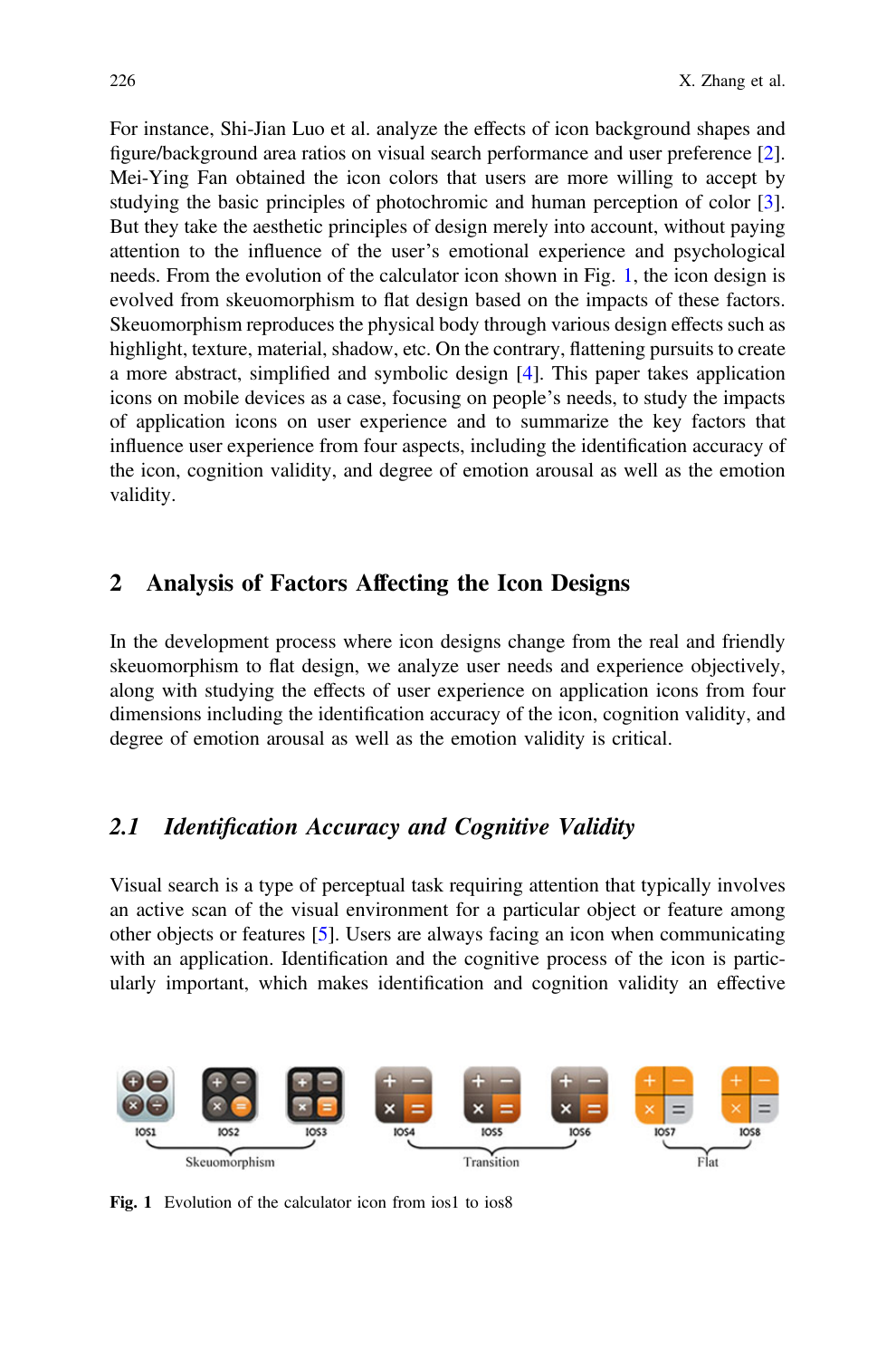For instance, Shi-Jian Luo et al. analyze the effects of icon background shapes and figure/background area ratios on visual search performance and user preference [2]. Mei-Ying Fan obtained the icon colors that users are more willing to accept by studying the basic principles of photochromic and human perception of color [3]. But they take the aesthetic principles of design merely into account, without paying attention to the influence of the user's emotional experience and psychological needs. From the evolution of the calculator icon shown in Fig. 1, the icon design is evolved from skeuomorphism to flat design based on the impacts of these factors. Skeuomorphism reproduces the physical body through various design effects such as highlight, texture, material, shadow, etc. On the contrary, flattening pursuits to create a more abstract, simplified and symbolic design [4]. This paper takes application icons on mobile devices as a case, focusing on people's needs, to study the impacts of application icons on user experience and to summarize the key factors that influence user experience from four aspects, including the identification accuracy of the icon, cognition validity, and degree of emotion arousal as well as the emotion validity.

## 2 Analysis of Factors Affecting the Icon Designs

In the development process where icon designs change from the real and friendly skeuomorphism to flat design, we analyze user needs and experience objectively, along with studying the effects of user experience on application icons from four dimensions including the identification accuracy of the icon, cognition validity, and degree of emotion arousal as well as the emotion validity is critical.

### *2.1 Identification Accuracy and Cognitive Validity*

Visual search is a type of perceptual task requiring attention that typically involves an active scan of the visual environment for a particular object or feature among other objects or features [5]. Users are always facing an icon when communicating with an application. Identification and the cognitive process of the icon is particularly important, which makes identification and cognition validity an effective

IOS1 IOS2 IOS3 IOS4 IOS5 IOS6 IOS7 IOS8

Skeuomorphism Transition Flat

**Fig. 1** Evolution of the calculator icon from ios1 to ios8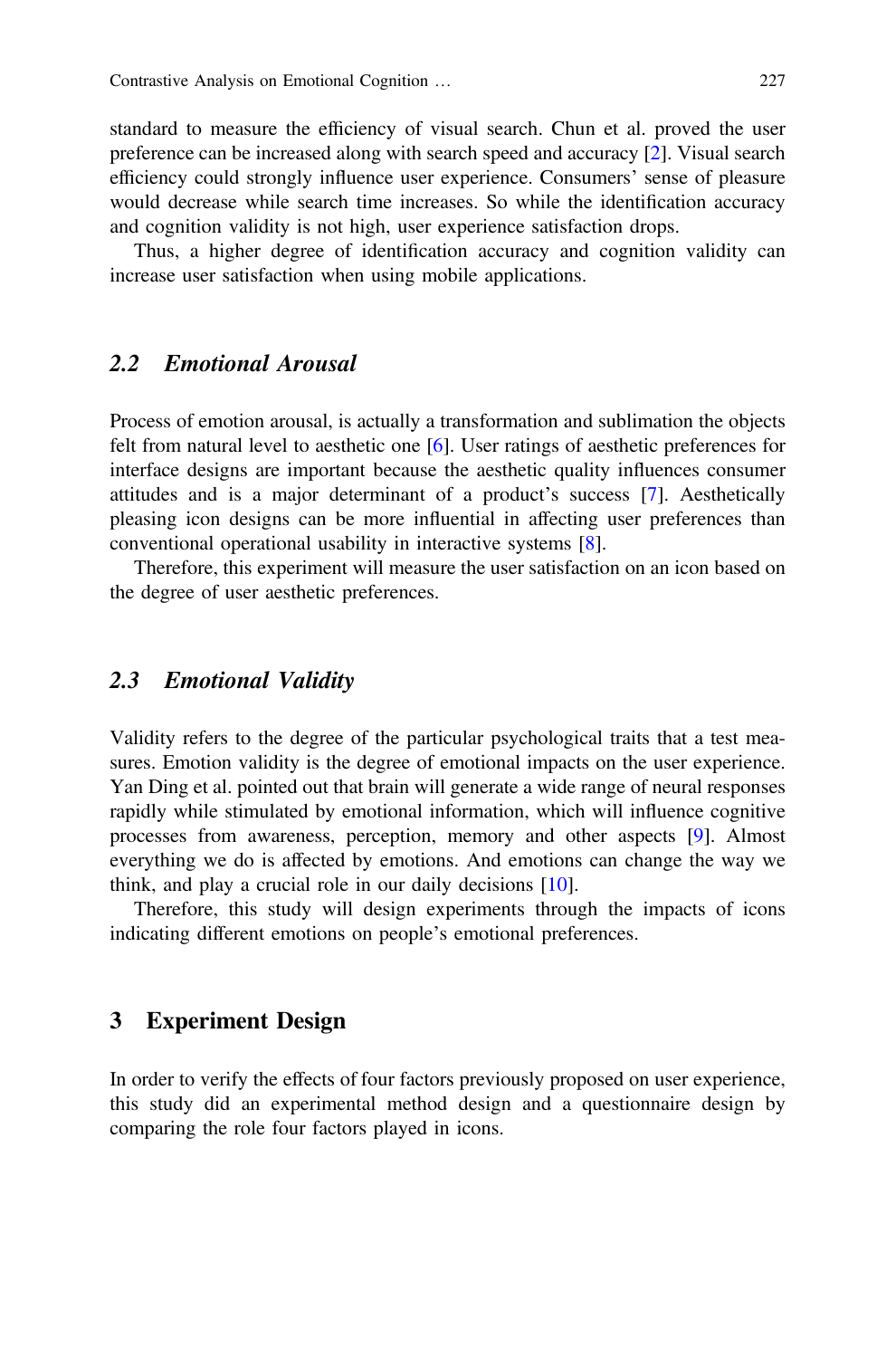standard to measure the efficiency of visual search. Chun et al. proved the user preference can be increased along with search speed and accuracy [2]. Visual search efficiency could strongly influence user experience. Consumers' sense of pleasure would decrease while search time increases. So while the identification accuracy and cognition validity is not high, user experience satisfaction drops.

Thus, a higher degree of identification accuracy and cognition validity can increase user satisfaction when using mobile applications.

### *2.2 Emotional Arousal*

Process of emotion arousal, is actually a transformation and sublimation the objects felt from natural level to aesthetic one [6]. User ratings of aesthetic preferences for interface designs are important because the aesthetic quality influences consumer attitudes and is a major determinant of a product's success [7]. Aesthetically pleasing icon designs can be more influential in affecting user preferences than conventional operational usability in interactive systems [8].

Therefore, this experiment will measure the user satisfaction on an icon based on the degree of user aesthetic preferences.

### *2.3 Emotional Validity*

Validity refers to the degree of the particular psychological traits that a test measures. Emotion validity is the degree of emotional impacts on the user experience. Yan Ding et al. pointed out that brain will generate a wide range of neural responses rapidly while stimulated by emotional information, which will influence cognitive processes from awareness, perception, memory and other aspects [9]. Almost everything we do is affected by emotions. And emotions can change the way we think, and play a crucial role in our daily decisions [10].

Therefore, this study will design experiments through the impacts of icons indicating different emotions on people's emotional preferences.

## 3 Experiment Design

In order to verify the effects of four factors previously proposed on user experience, this study did an experimental method design and a questionnaire design by comparing the role four factors played in icons.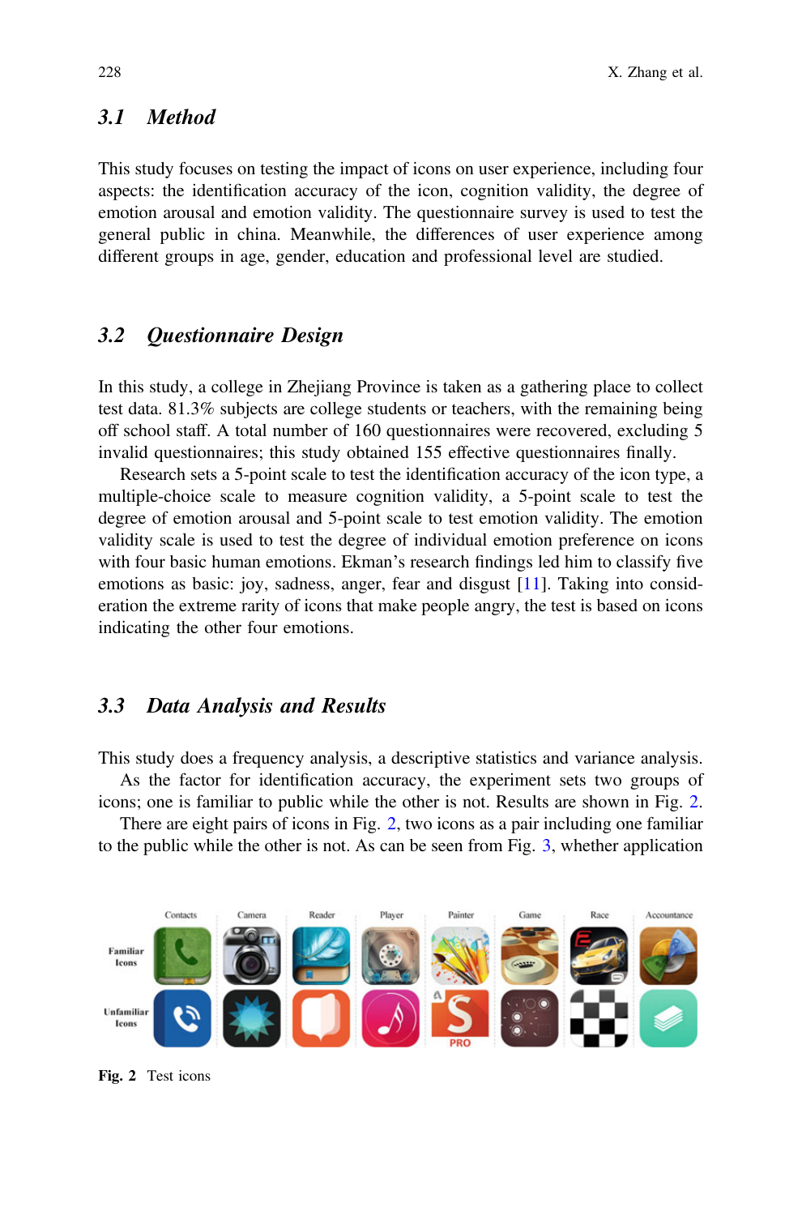### 3.1 Method

This study focuses on testing the impact of icons on user experience, including four aspects: the identification accuracy of the icon, cognition validity, the degree of emotion arousal and emotion validity. The questionnaire survey is used to test the general public in china. Meanwhile, the differences of user experience among different groups in age, gender, education and professional level are studied.

### 3.2 Questionnaire Design

In this study, a college in Zhejiang Province is taken as a gathering place to collect test data. 81.3% subjects are college students or teachers, with the remaining being off school staff. A total number of 160 questionnaires were recovered, excluding 5 invalid questionnaires; this study obtained 155 effective questionnaires finally.

Research sets a 5-point scale to test the identification accuracy of the icon type, a multiple-choice scale to measure cognition validity, a 5-point scale to test the degree of emotion arousal and 5-point scale to test emotion validity. The emotion validity scale is used to test the degree of individual emotion preference on icons with four basic human emotions. Ekman's research findings led him to classify five emotions as basic: joy, sadness, anger, fear and disgust [11]. Taking into consideration the extreme rarity of icons that make people angry, the test is based on icons indicating the other four emotions.

### 3.3 Data Analysis and Results

This study does a frequency analysis, a descriptive statistics and variance analysis.

As the factor for identification accuracy, the experiment sets two groups of icons; one is familiar to public while the other is not. Results are shown in Fig. 2.

There are eight pairs of icons in Fig. 2, two icons as a pair including one familiar to the public while the other is not. As can be seen from Fig. 3, whether application

**Fig. 2** Test icons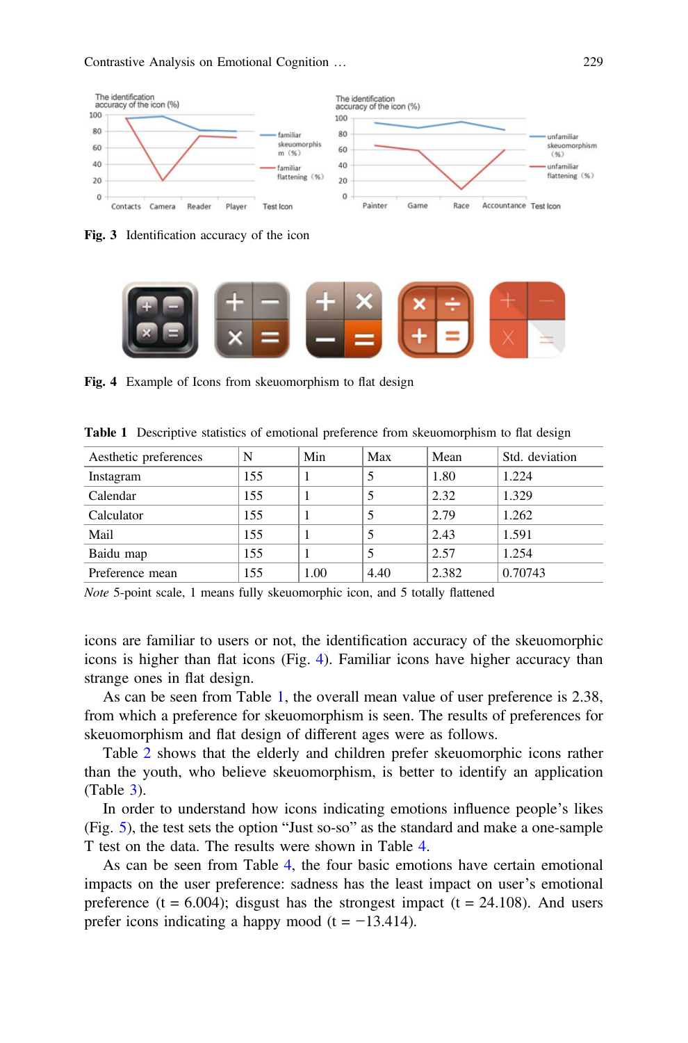Fig. 3 Identification accuracy of the icon

Fig. 4 Example of Icons from skeuomorphism to flat design

**Table 1** Descriptive statistics of emotional preference from skeuomorphism to flat design

| Aesthetic preferences | N | Min | Max | Mean | Std. deviation |
|---|---|---|---|---|---|
| Instagram | 155 | 1 | 5 | 1.80 | 1.224 |
| Calendar | 155 | 1 | 5 | 2.32 | 1.329 |
| Calculator | 155 | 1 | 5 | 2.79 | 1.262 |
| Mail | 155 | 1 | 5 | 2.43 | 1.591 |
| Baidu map | 155 | 1 | 5 | 2.57 | 1.254 |
| Preference mean | 155 | 1.00 | 4.40 | 2.382 | 0.70743 |

*Note* 5-point scale, 1 means fully skeuomorphic icon, and 5 totally flattened

icons are familiar to users or not, the identification accuracy of the skeuomorphic icons is higher than flat icons (Fig. 4). Familiar icons have higher accuracy than strange ones in flat design.

As can be seen from Table 1, the overall mean value of user preference is 2.38, from which a preference for skeuomorphism is seen. The results of preferences for skeuomorphism and flat design of different ages were as follows.

Table 2 shows that the elderly and children prefer skeuomorphic icons rather than the youth, who believe skeuomorphism, is better to identify an application (Table 3).

In order to understand how icons indicating emotions influence people's likes (Fig. 5), the test sets the option "Just so-so" as the standard and make a one-sample T test on the data. The results were shown in Table 4.

As can be seen from Table 4, the four basic emotions have certain emotional impacts on the user preference: sadness has the least impact on user's emotional preference ($t = 6.004$); disgust has the strongest impact ($t = 24.108$). And users prefer icons indicating a happy mood ($t = -13.414$).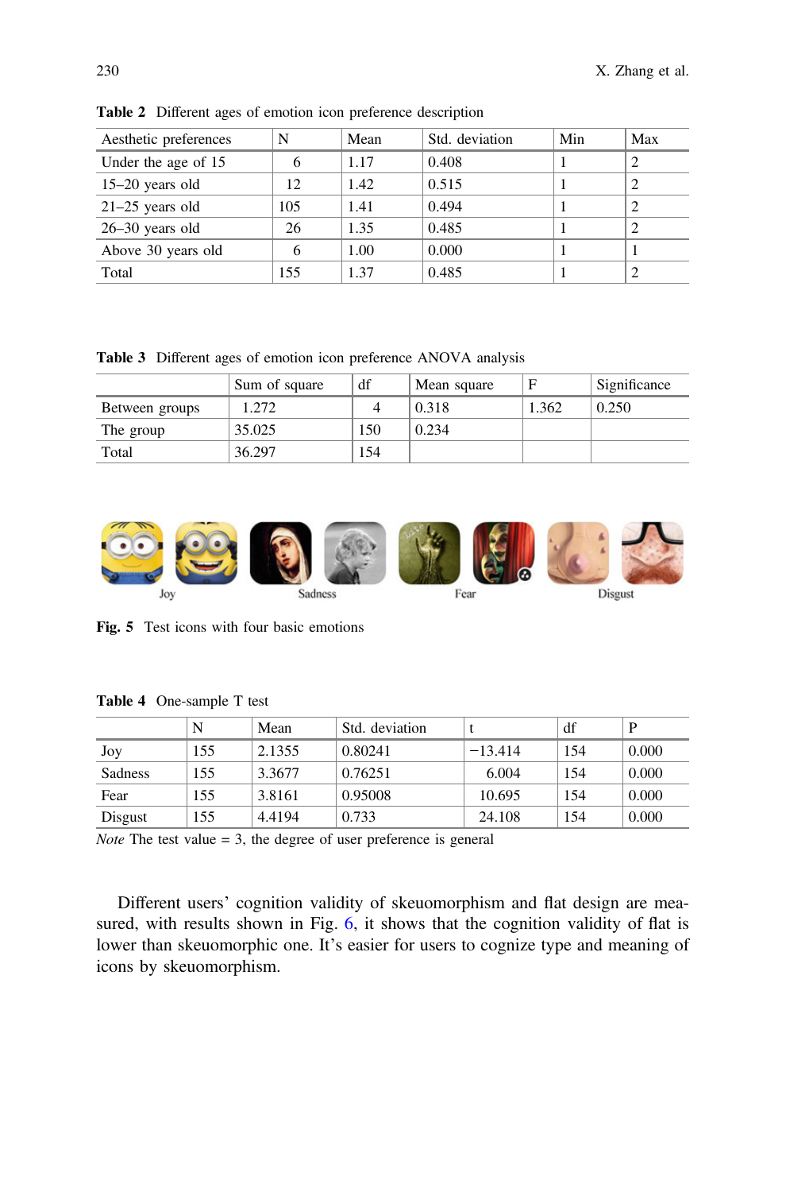Table 2 Different ages of emotion icon preference description

| Aesthetic preferences | N | Mean | Std. deviation | Min | Max |
|---|---|---|---|---|---|
| Under the age of 15 | 6 | 1.17 | 0.408 | 1 | 2 |
| 15–20 years old | 12 | 1.42 | 0.515 | 1 | 2 |
| 21–25 years old | 105 | 1.41 | 0.494 | 1 | 2 |
| 26–30 years old | 26 | 1.35 | 0.485 | 1 | 2 |
| Above 30 years old | 6 | 1.00 | 0.000 | 1 | 1 |
| Total | 155 | 1.37 | 0.485 | 1 | 2 |

Table 3 Different ages of emotion icon preference ANOVA analysis

| | Sum of square | df | Mean square | F | Significance |
|---|---|---|---|---|---|
| Between groups | 1.272 | 4 | 0.318 | 1.362 | 0.250 |
| The group | 35.025 | 150 | 0.234 | | |
| Total | 36.297 | 154 | | | |

Joy Sadness Fear Disgust

Fig. 5 Test icons with four basic emotions

Table 4 One-sample T test

| | N | Mean | Std. deviation | t | df | P |
|---|---|---|---|---|---|---|
| Joy | 155 | 2.1355 | 0.80241 | −13.414 | 154 | 0.000 |
| Sadness | 155 | 3.3677 | 0.76251 | 6.004 | 154 | 0.000 |
| Fear | 155 | 3.8161 | 0.95008 | 10.695 | 154 | 0.000 |
| Disgust | 155 | 4.4194 | 0.733 | 24.108 | 154 | 0.000 |

*Note* The test value = 3, the degree of user preference is general

Different users' cognition validity of skeuomorphism and flat design are measured, with results shown in Fig. 6, it shows that the cognition validity of flat is lower than skeuomorphic one. It's easier for users to cognize type and meaning of icons by skeuomorphism.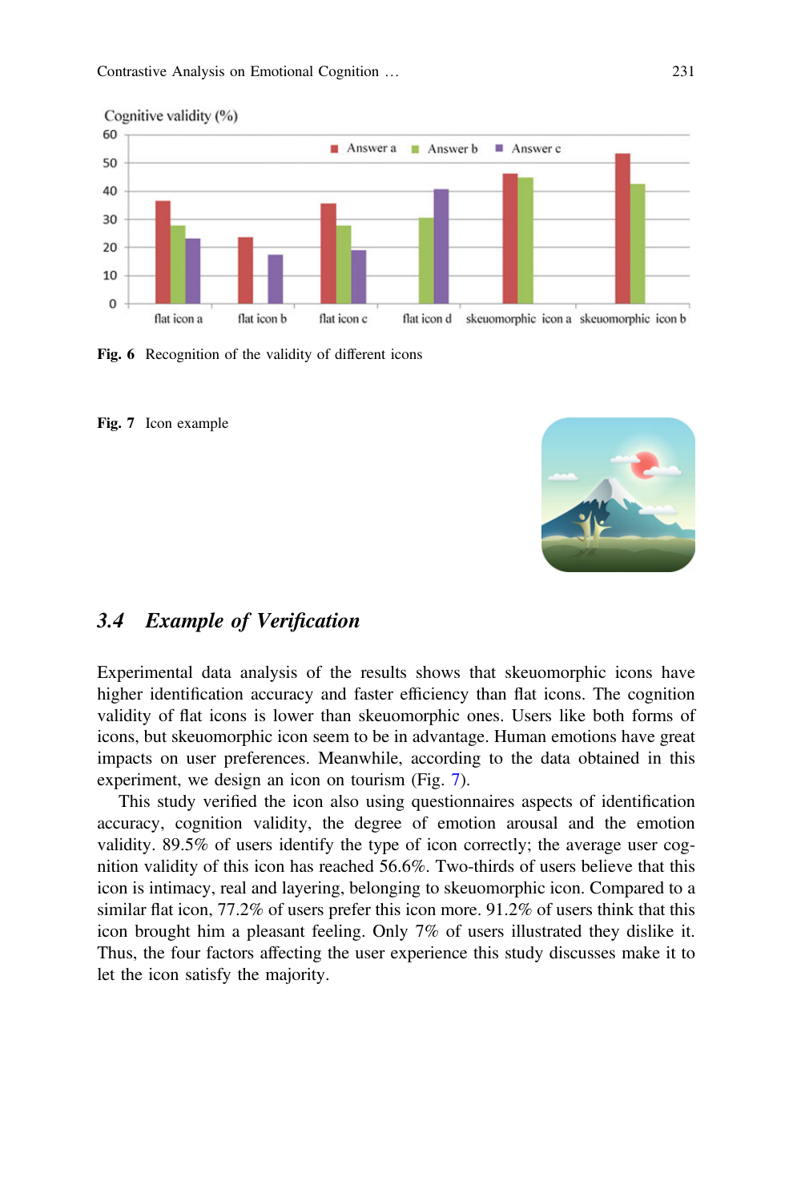Fig. 6 Recognition of the validity of different icons

Fig. 7 Icon example

## 3.4 Example of Verification

Experimental data analysis of the results shows that skeuomorphic icons have higher identification accuracy and faster efficiency than flat icons. The cognition validity of flat icons is lower than skeuomorphic ones. Users like both forms of icons, but skeuomorphic icon seem to be in advantage. Human emotions have great impacts on user preferences. Meanwhile, according to the data obtained in this experiment, we design an icon on tourism (Fig. 7).

This study verified the icon also using questionnaires aspects of identification accuracy, cognition validity, the degree of emotion arousal and the emotion validity. 89.5% of users identify the type of icon correctly; the average user cognition validity of this icon has reached 56.6%. Two-thirds of users believe that this icon is intimacy, real and layering, belonging to skeuomorphic icon. Compared to a similar flat icon, 77.2% of users prefer this icon more. 91.2% of users think that this icon brought him a pleasant feeling. Only 7% of users illustrated they dislike it. Thus, the four factors affecting the user experience this study discusses make it to let the icon satisfy the majority.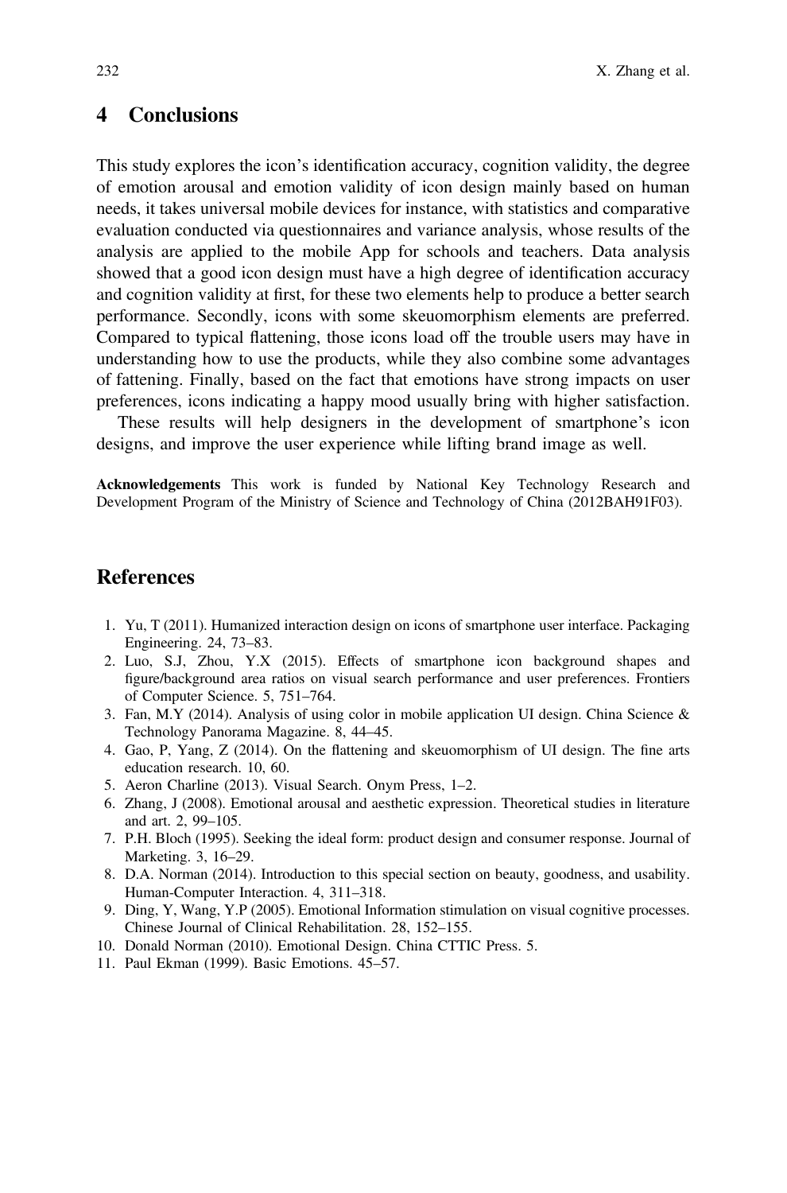## 4 Conclusions

This study explores the icon's identification accuracy, cognition validity, the degree of emotion arousal and emotion validity of icon design mainly based on human needs, it takes universal mobile devices for instance, with statistics and comparative evaluation conducted via questionnaires and variance analysis, whose results of the analysis are applied to the mobile App for schools and teachers. Data analysis showed that a good icon design must have a high degree of identification accuracy and cognition validity at first, for these two elements help to produce a better search performance. Secondly, icons with some skeuomorphism elements are preferred. Compared to typical flattening, those icons load off the trouble users may have in understanding how to use the products, while they also combine some advantages of fattening. Finally, based on the fact that emotions have strong impacts on user preferences, icons indicating a happy mood usually bring with higher satisfaction.

These results will help designers in the development of smartphone's icon designs, and improve the user experience while lifting brand image as well.

**Acknowledgements** This work is funded by National Key Technology Research and Development Program of the Ministry of Science and Technology of China (2012BAH91F03).

## References

1. Yu, T (2011). Humanized interaction design on icons of smartphone user interface. Packaging Engineering. 24, 73–83.
2. Luo, S.J, Zhou, Y.X (2015). Effects of smartphone icon background shapes and figure/background area ratios on visual search performance and user preferences. Frontiers of Computer Science. 5, 751–764.
3. Fan, M.Y (2014). Analysis of using color in mobile application UI design. China Science & Technology Panorama Magazine. 8, 44–45.
4. Gao, P, Yang, Z (2014). On the flattening and skeuomorphism of UI design. The fine arts education research. 10, 60.
5. Aeron Charline (2013). Visual Search. Onym Press, 1–2.
6. Zhang, J (2008). Emotional arousal and aesthetic expression. Theoretical studies in literature and art. 2, 99–105.
7. P.H. Bloch (1995). Seeking the ideal form: product design and consumer response. Journal of Marketing. 3, 16–29.
8. D.A. Norman (2014). Introduction to this special section on beauty, goodness, and usability. Human-Computer Interaction. 4, 311–318.
9. Ding, Y, Wang, Y.P (2005). Emotional Information stimulation on visual cognitive processes. Chinese Journal of Clinical Rehabilitation. 28, 152–155.
10. Donald Norman (2010). Emotional Design. China CTTIC Press. 5.
11. Paul Ekman (1999). Basic Emotions. 45–57.